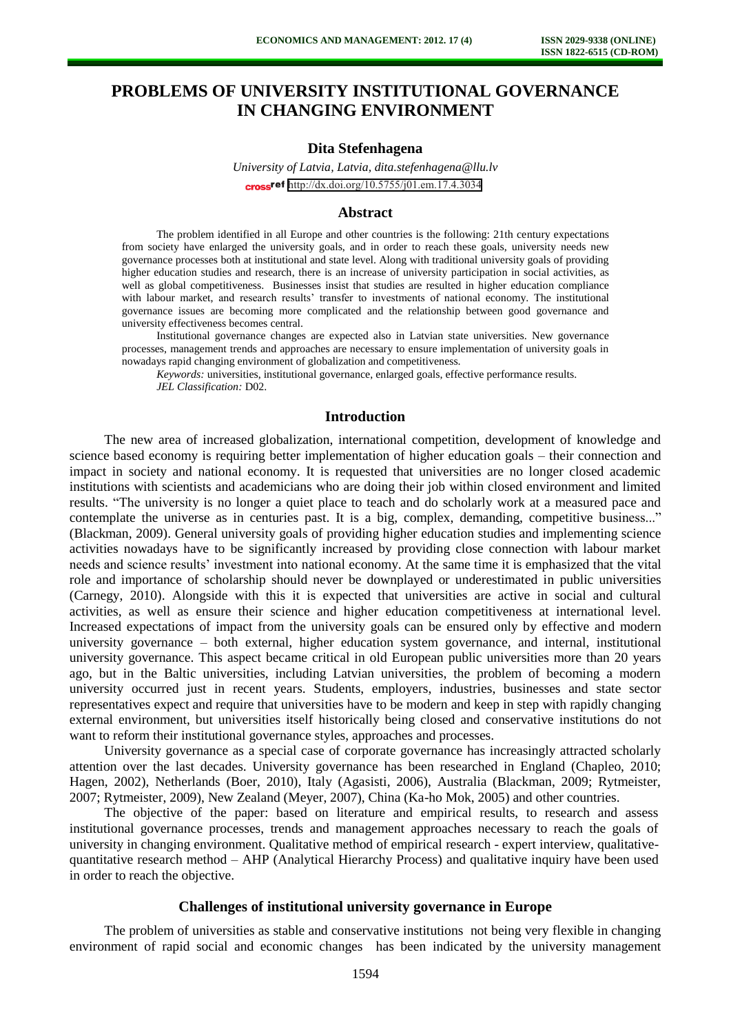# PROBLEMS OF UNIVERSITY INSTITUTIONAL GOVERNANCE IN CHANGING ENVIRONMENT

**Dita Stefenhagena**

*University of Latvia, Latvia, dita.stefenhagena@llu.lv*

http://dx.doi.org/10.5755/j01.em.17.4.3034

## Abstract

The problem identified in all Europe and other countries is the following: 21th century expectations from society have enlarged the university goals, and in order to reach these goals, university needs new governance processes both at institutional and state level. Along with traditional university goals of providing higher education studies and research, there is an increase of university participation in social activities, as well as global competitiveness. Businesses insist that studies are resulted in higher education compliance with labour market, and research results' transfer to investments of national economy. The institutional governance issues are becoming more complicated and the relationship between good governance and university effectiveness becomes central.

Institutional governance changes are expected also in Latvian state universities. New governance processes, management trends and approaches are necessary to ensure implementation of university goals in nowadays rapid changing environment of globalization and competitiveness.

*Keywords:* universities, institutional governance, enlarged goals, effective performance results.

*JEL Classification:* D02.

## Introduction

The new area of increased globalization, international competition, development of knowledge and science based economy is requiring better implementation of higher education goals – their connection and impact in society and national economy. It is requested that universities are no longer closed academic institutions with scientists and academicians who are doing their job within closed environment and limited results. "The university is no longer a quiet place to teach and do scholarly work at a measured pace and contemplate the universe as in centuries past. It is a big, complex, demanding, competitive business..." (Blackman, 2009). General university goals of providing higher education studies and implementing science activities nowadays have to be significantly increased by providing close connection with labour market needs and science results' investment into national economy. At the same time it is emphasized that the vital role and importance of scholarship should never be downplayed or underestimated in public universities (Carnegy, 2010). Alongside with this it is expected that universities are active in social and cultural activities, as well as ensure their science and higher education competitiveness at international level. Increased expectations of impact from the university goals can be ensured only by effective and modern university governance – both external, higher education system governance, and internal, institutional university governance. This aspect became critical in old European public universities more than 20 years ago, but in the Baltic universities, including Latvian universities, the problem of becoming a modern university occurred just in recent years. Students, employers, industries, businesses and state sector representatives expect and require that universities have to be modern and keep in step with rapidly changing external environment, but universities itself historically being closed and conservative institutions do not want to reform their institutional governance styles, approaches and processes.

University governance as a special case of corporate governance has increasingly attracted scholarly attention over the last decades. University governance has been researched in England (Chapleo, 2010; Hagen, 2002), Netherlands (Boer, 2010), Italy (Agasisti, 2006), Australia (Blackman, 2009; Rytmeister, 2007; Rytmeister, 2009), New Zealand (Meyer, 2007), China (Ka-ho Mok, 2005) and other countries.

The objective of the paper: based on literature and empirical results, to research and assess institutional governance processes, trends and management approaches necessary to reach the goals of university in changing environment. Qualitative method of empirical research - expert interview, qualitative-quantitative research method – AHP (Analytical Hierarchy Process) and qualitative inquiry have been used in order to reach the objective.

## Challenges of institutional university governance in Europe

The problem of universities as stable and conservative institutions not being very flexible in changing environment of rapid social and economic changes has been indicated by the university management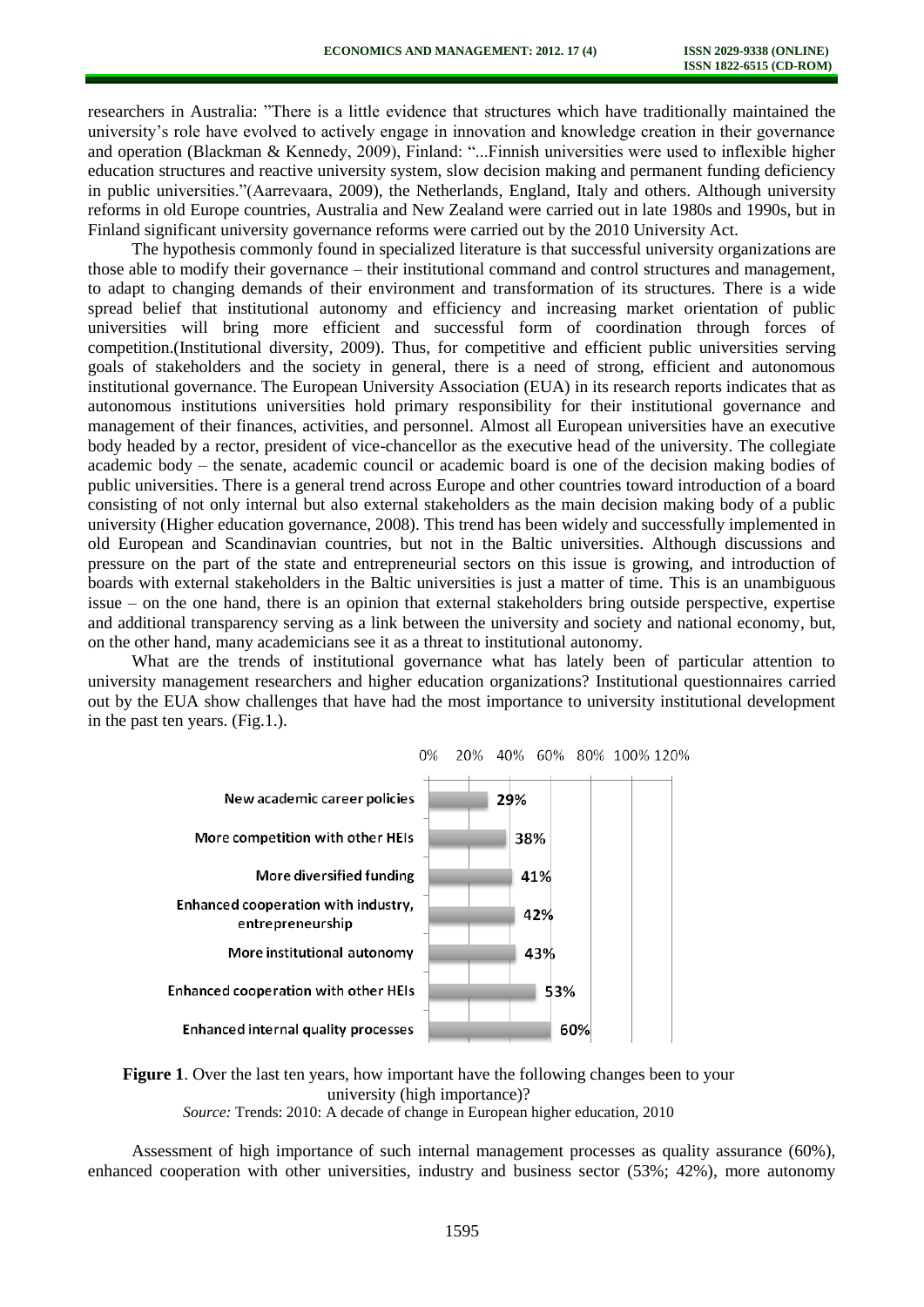researchers in Australia: "There is a little evidence that structures which have traditionally maintained the university's role have evolved to actively engage in innovation and knowledge creation in their governance and operation (Blackman & Kennedy, 2009), Finland: "...Finnish universities were used to inflexible higher education structures and reactive university system, slow decision making and permanent funding deficiency in public universities."(Aarrevaara, 2009), the Netherlands, England, Italy and others. Although university reforms in old Europe countries, Australia and New Zealand were carried out in late 1980s and 1990s, but in Finland significant university governance reforms were carried out by the 2010 University Act.

The hypothesis commonly found in specialized literature is that successful university organizations are those able to modify their governance – their institutional command and control structures and management, to adapt to changing demands of their environment and transformation of its structures. There is a wide spread belief that institutional autonomy and efficiency and increasing market orientation of public universities will bring more efficient and successful form of coordination through forces of competition.(Institutional diversity, 2009). Thus, for competitive and efficient public universities serving goals of stakeholders and the society in general, there is a need of strong, efficient and autonomous institutional governance. The European University Association (EUA) in its research reports indicates that as autonomous institutions universities hold primary responsibility for their institutional governance and management of their finances, activities, and personnel. Almost all European universities have an executive body headed by a rector, president of vice-chancellor as the executive head of the university. The collegiate academic body – the senate, academic council or academic board is one of the decision making bodies of public universities. There is a general trend across Europe and other countries toward introduction of a board consisting of not only internal but also external stakeholders as the main decision making body of a public university (Higher education governance, 2008). This trend has been widely and successfully implemented in old European and Scandinavian countries, but not in the Baltic universities. Although discussions and pressure on the part of the state and entrepreneurial sectors on this issue is growing, and introduction of boards with external stakeholders in the Baltic universities is just a matter of time. This is an unambiguous issue – on the one hand, there is an opinion that external stakeholders bring outside perspective, expertise and additional transparency serving as a link between the university and society and national economy, but, on the other hand, many academicians see it as a threat to institutional autonomy.

What are the trends of institutional governance what has lately been of particular attention to university management researchers and higher education organizations? Institutional questionnaires carried out by the EUA show challenges that have had the most importance to university institutional development in the past ten years. (Fig.1.).

| Change | High importance |
|---|---|
| New academic career policies | 29% |
| More competition with other HEIs | 38% |
| More diversified funding | 41% |
| Enhanced cooperation with industry, entrepreneurship | 42% |
| More institutional autonomy | 43% |
| Enhanced cooperation with other HEIs | 53% |
| Enhanced internal quality processes | 60% |

**Figure 1**. Over the last ten years, how important have the following changes been to your university (high importance)?

*Source:* Trends: 2010: A decade of change in European higher education, 2010

Assessment of high importance of such internal management processes as quality assurance (60%), enhanced cooperation with other universities, industry and business sector (53%; 42%), more autonomy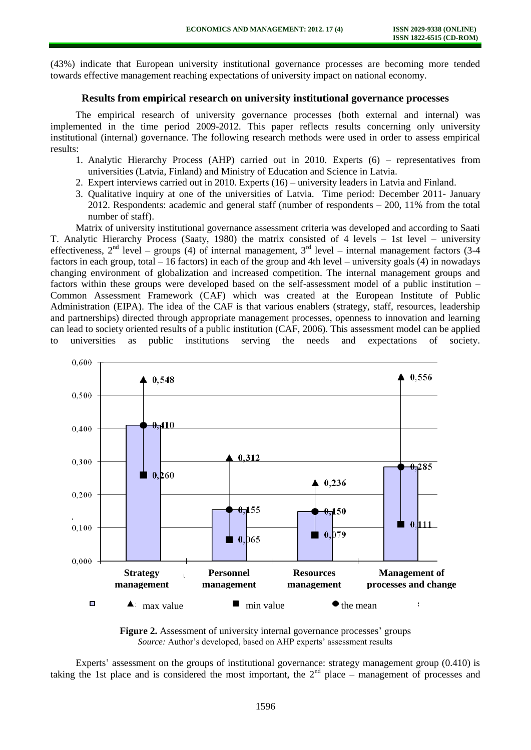(43%) indicate that European university institutional governance processes are becoming more tended towards effective management reaching expectations of university impact on national economy.

### Results from empirical research on university institutional governance processes

The empirical research of university governance processes (both external and internal) was implemented in the time period 2009-2012. This paper reflects results concerning only university institutional (internal) governance. The following research methods were used in order to assess empirical results:

1. Analytic Hierarchy Process (AHP) carried out in 2010. Experts (6) – representatives from universities (Latvia, Finland) and Ministry of Education and Science in Latvia.
2. Expert interviews carried out in 2010. Experts (16) – university leaders in Latvia and Finland.
3. Qualitative inquiry at one of the universities of Latvia. Time period: December 2011- January 2012. Respondents: academic and general staff (number of respondents – 200, 11% from the total number of staff).

Matrix of university institutional governance assessment criteria was developed and according to Saati T. Analytic Hierarchy Process (Saaty, 1980) the matrix consisted of 4 levels – 1st level – university effectiveness, 2nd level – groups (4) of internal management, 3rd level – internal management factors (3-4 factors in each group, total – 16 factors) in each of the group and 4th level – university goals (4) in nowadays changing environment of globalization and increased competition. The internal management groups and factors within these groups were developed based on the self-assessment model of a public institution – Common Assessment Framework (CAF) which was created at the European Institute of Public Administration (EIPA). The idea of the CAF is that various enablers (strategy, staff, resources, leadership and partnerships) directed through appropriate management processes, openness to innovation and learning can lead to society oriented results of a public institution (CAF, 2006). This assessment model can be applied to universities as public institutions serving the needs and expectations of society.

| Group | max value | the mean | min value |
|---|---|---|---|
| Strategy management | 0,548 | 0,410 | 0,260 |
| Personnel management | 0,312 | 0,155 | 0,065 |
| Resources management | 0,236 | 0,150 | 0,079 |
| Management of processes and change | 0,556 | 0,285 | 0,111 |

**Figure 2.** Assessment of university internal governance processes' groups
*Source:* Author's developed, based on AHP experts' assessment results

Experts' assessment on the groups of institutional governance: strategy management group (0.410) is taking the 1st place and is considered the most important, the 2nd place – management of processes and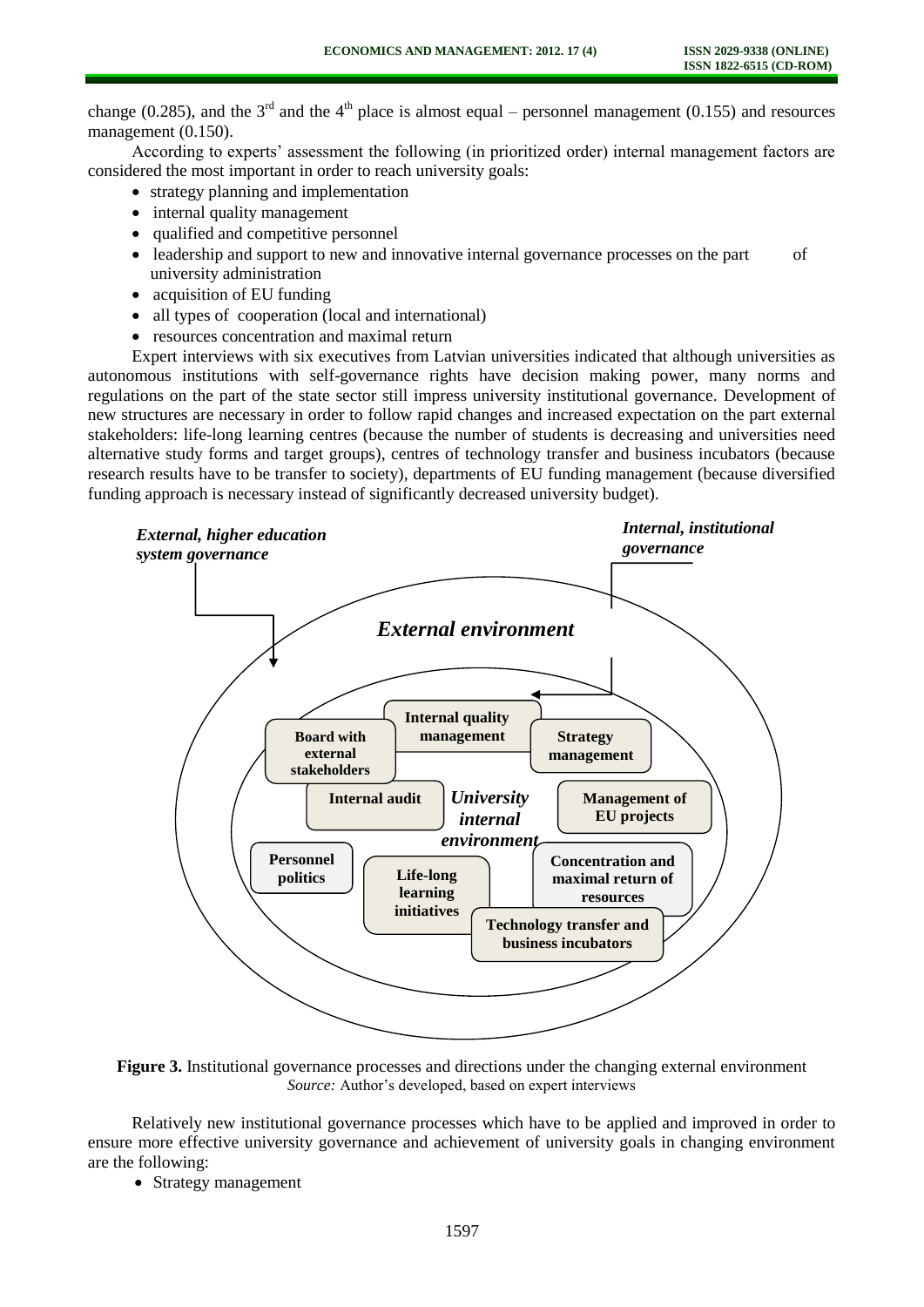change (0.285), and the 3rd and the 4th place is almost equal – personnel management (0.155) and resources management (0.150).

According to experts' assessment the following (in prioritized order) internal management factors are considered the most important in order to reach university goals:

- strategy planning and implementation
- internal quality management
- qualified and competitive personnel
- leadership and support to new and innovative internal governance processes on the part of university administration
- acquisition of EU funding
- all types of cooperation (local and international)
- resources concentration and maximal return

Expert interviews with six executives from Latvian universities indicated that although universities as autonomous institutions with self-governance rights have decision making power, many norms and regulations on the part of the state sector still impress university institutional governance. Development of new structures are necessary in order to follow rapid changes and increased expectation on the part external stakeholders: life-long learning centres (because the number of students is decreasing and universities need alternative study forms and target groups), centres of technology transfer and business incubators (because research results have to be transfer to society), departments of EU funding management (because diversified funding approach is necessary instead of significantly decreased university budget).

*External, higher education system governance*

*Internal, institutional governance*

*External environment*

*University internal environment*

**Internal quality management** | **Board with external stakeholders** | **Strategy management** | **Internal audit** | **Management of EU projects** | **Personnel politics** | **Life-long learning initiatives** | **Concentration and maximal return of resources** | **Technology transfer and business incubators**

**Figure 3.** Institutional governance processes and directions under the changing external environment
*Source:* Author's developed, based on expert interviews

Relatively new institutional governance processes which have to be applied and improved in order to ensure more effective university governance and achievement of university goals in changing environment are the following:

- Strategy management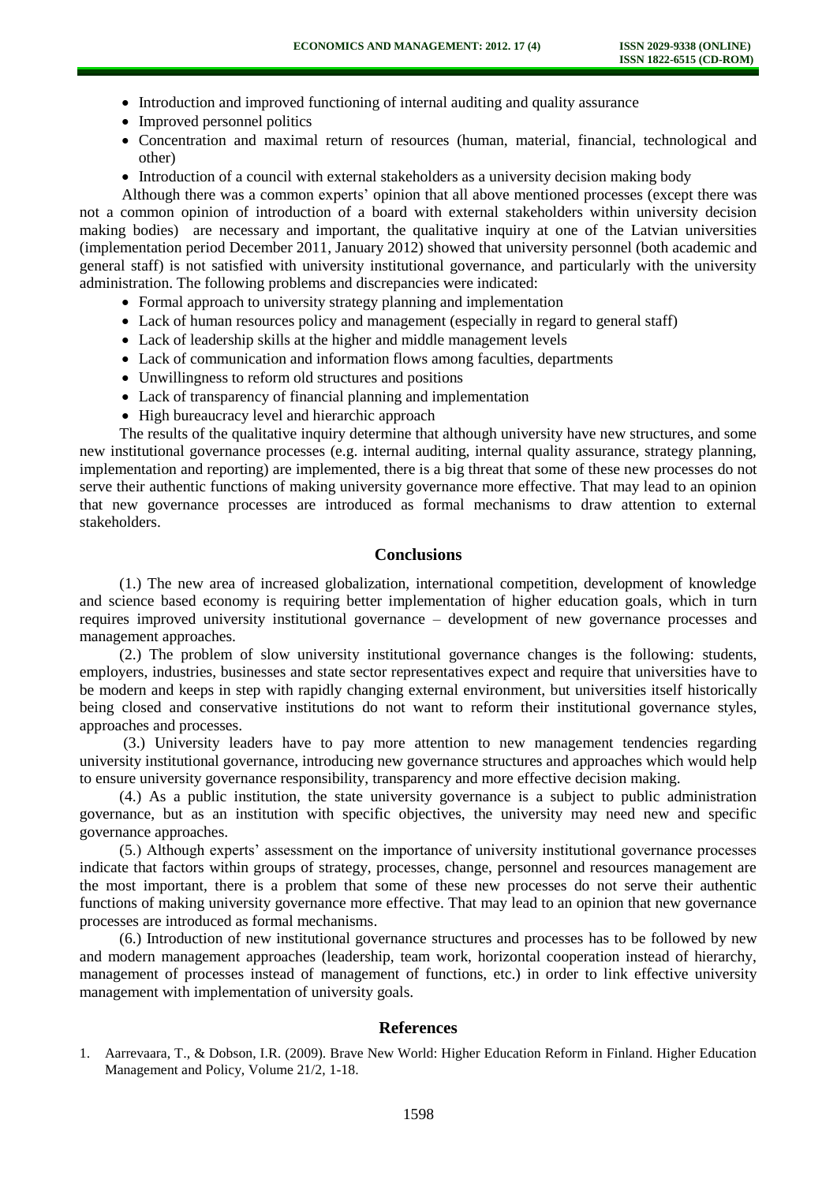- Introduction and improved functioning of internal auditing and quality assurance
- Improved personnel politics
- Concentration and maximal return of resources (human, material, financial, technological and other)
- Introduction of a council with external stakeholders as a university decision making body

Although there was a common experts' opinion that all above mentioned processes (except there was not a common opinion of introduction of a board with external stakeholders within university decision making bodies) are necessary and important, the qualitative inquiry at one of the Latvian universities (implementation period December 2011, January 2012) showed that university personnel (both academic and general staff) is not satisfied with university institutional governance, and particularly with the university administration. The following problems and discrepancies were indicated:

- Formal approach to university strategy planning and implementation
- Lack of human resources policy and management (especially in regard to general staff)
- Lack of leadership skills at the higher and middle management levels
- Lack of communication and information flows among faculties, departments
- Unwillingness to reform old structures and positions
- Lack of transparency of financial planning and implementation
- High bureaucracy level and hierarchic approach

The results of the qualitative inquiry determine that although university have new structures, and some new institutional governance processes (e.g. internal auditing, internal quality assurance, strategy planning, implementation and reporting) are implemented, there is a big threat that some of these new processes do not serve their authentic functions of making university governance more effective. That may lead to an opinion that new governance processes are introduced as formal mechanisms to draw attention to external stakeholders.

## Conclusions

(1.) The new area of increased globalization, international competition, development of knowledge and science based economy is requiring better implementation of higher education goals, which in turn requires improved university institutional governance – development of new governance processes and management approaches.

(2.) The problem of slow university institutional governance changes is the following: students, employers, industries, businesses and state sector representatives expect and require that universities have to be modern and keeps in step with rapidly changing external environment, but universities itself historically being closed and conservative institutions do not want to reform their institutional governance styles, approaches and processes.

(3.) University leaders have to pay more attention to new management tendencies regarding university institutional governance, introducing new governance structures and approaches which would help to ensure university governance responsibility, transparency and more effective decision making.

(4.) As a public institution, the state university governance is a subject to public administration governance, but as an institution with specific objectives, the university may need new and specific governance approaches.

(5.) Although experts' assessment on the importance of university institutional governance processes indicate that factors within groups of strategy, processes, change, personnel and resources management are the most important, there is a problem that some of these new processes do not serve their authentic functions of making university governance more effective. That may lead to an opinion that new governance processes are introduced as formal mechanisms.

(6.) Introduction of new institutional governance structures and processes has to be followed by new and modern management approaches (leadership, team work, horizontal cooperation instead of hierarchy, management of processes instead of management of functions, etc.) in order to link effective university management with implementation of university goals.

## References

1. Aarrevaara, T., & Dobson, I.R. (2009). Brave New World: Higher Education Reform in Finland. Higher Education Management and Policy, Volume 21/2, 1-18.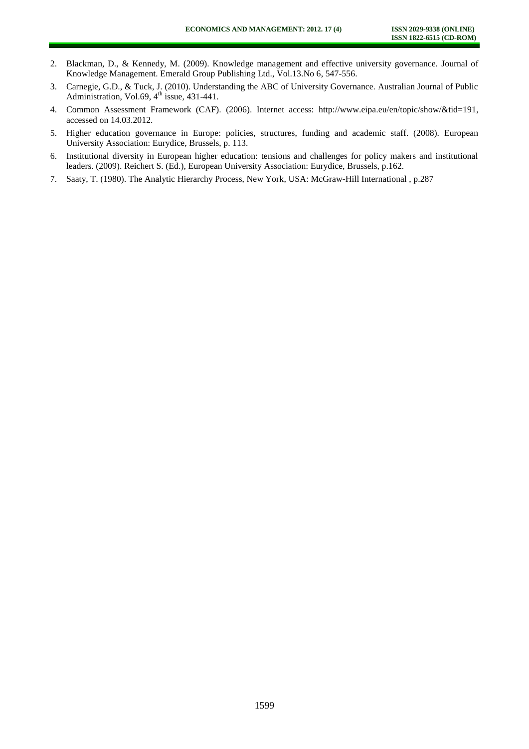2. Blackman, D., & Kennedy, M. (2009). Knowledge management and effective university governance. Journal of Knowledge Management. Emerald Group Publishing Ltd., Vol.13.No 6, 547-556.
3. Carnegie, G.D., & Tuck, J. (2010). Understanding the ABC of University Governance. Australian Journal of Public Administration, Vol.69, 4th issue, 431-441.
4. Common Assessment Framework (CAF). (2006). Internet access: http://www.eipa.eu/en/topic/show/&tid=191, accessed on 14.03.2012.
5. Higher education governance in Europe: policies, structures, funding and academic staff. (2008). European University Association: Eurydice, Brussels, p. 113.
6. Institutional diversity in European higher education: tensions and challenges for policy makers and institutional leaders. (2009). Reichert S. (Ed.), European University Association: Eurydice, Brussels, p.162.
7. Saaty, T. (1980). The Analytic Hierarchy Process, New York, USA: McGraw-Hill International , p.287